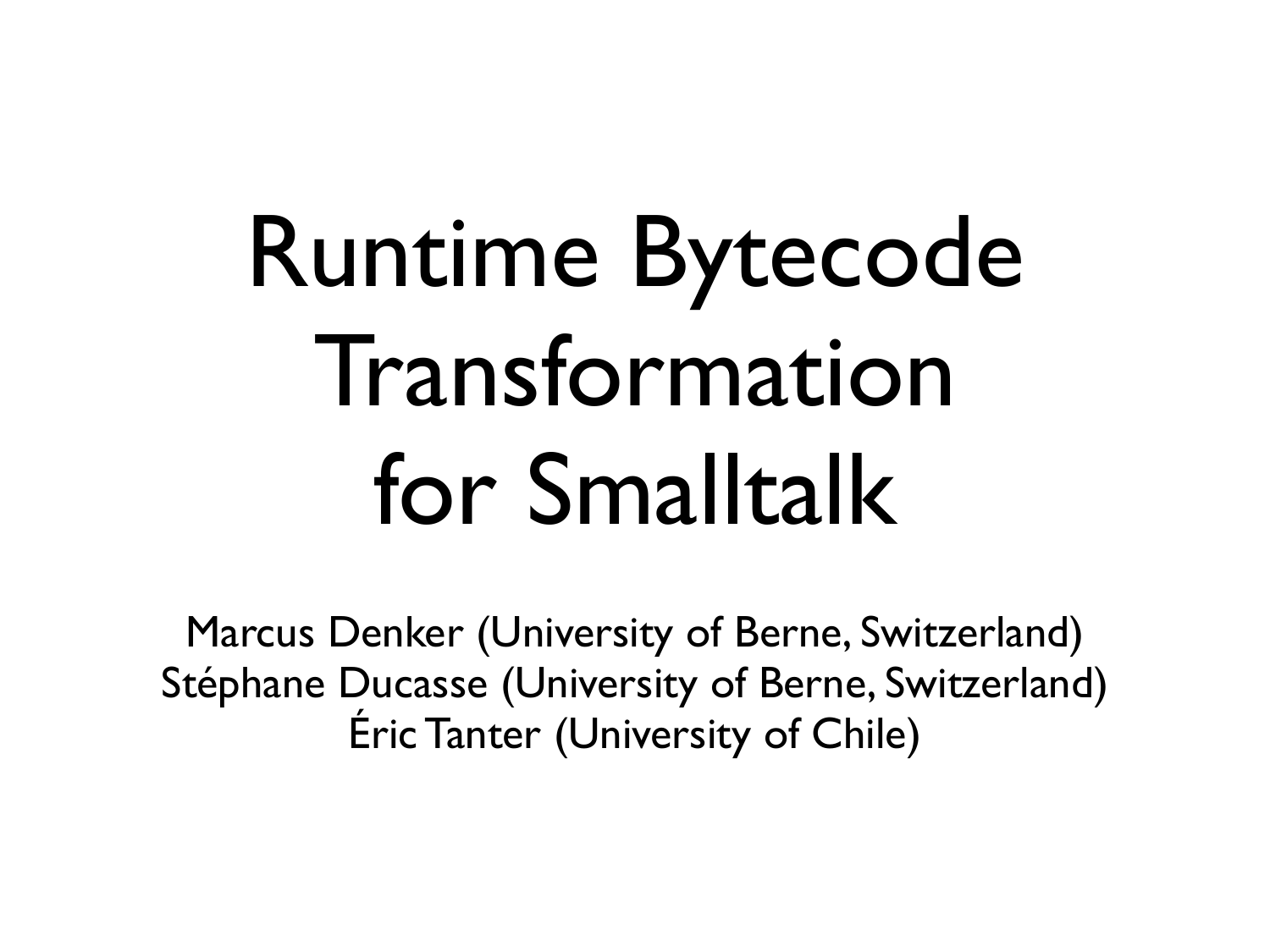# Runtime Bytecode Transformation for Smalltalk

Marcus Denker (University of Berne, Switzerland)
Stéphane Ducasse (University of Berne, Switzerland)
Éric Tanter (University of Chile)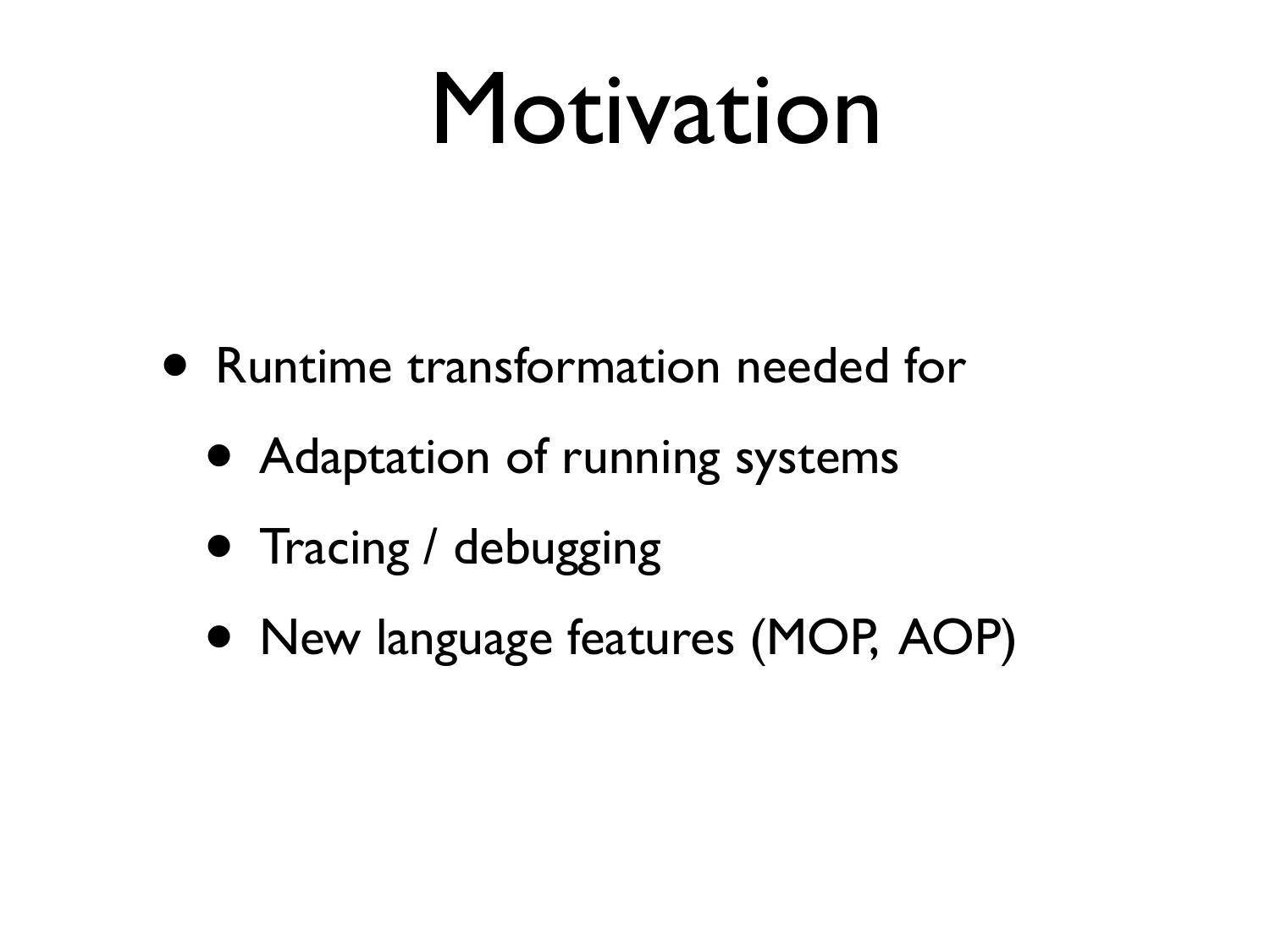# Motivation

- Runtime transformation needed for
  - Adaptation of running systems
  - Tracing / debugging
  - New language features (MOP, AOP)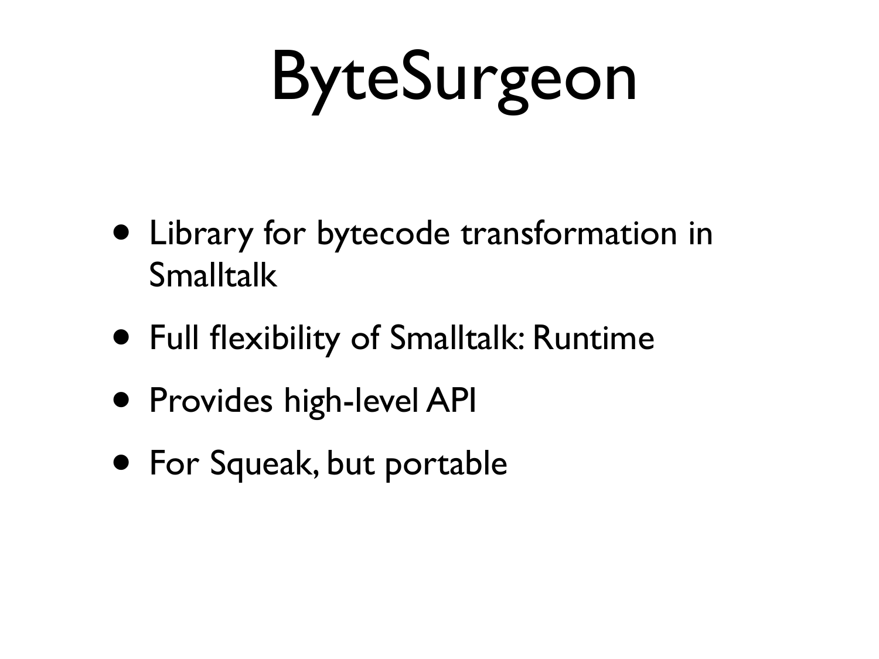# ByteSurgeon

- Library for bytecode transformation in Smalltalk
- Full flexibility of Smalltalk: Runtime
- Provides high-level API
- For Squeak, but portable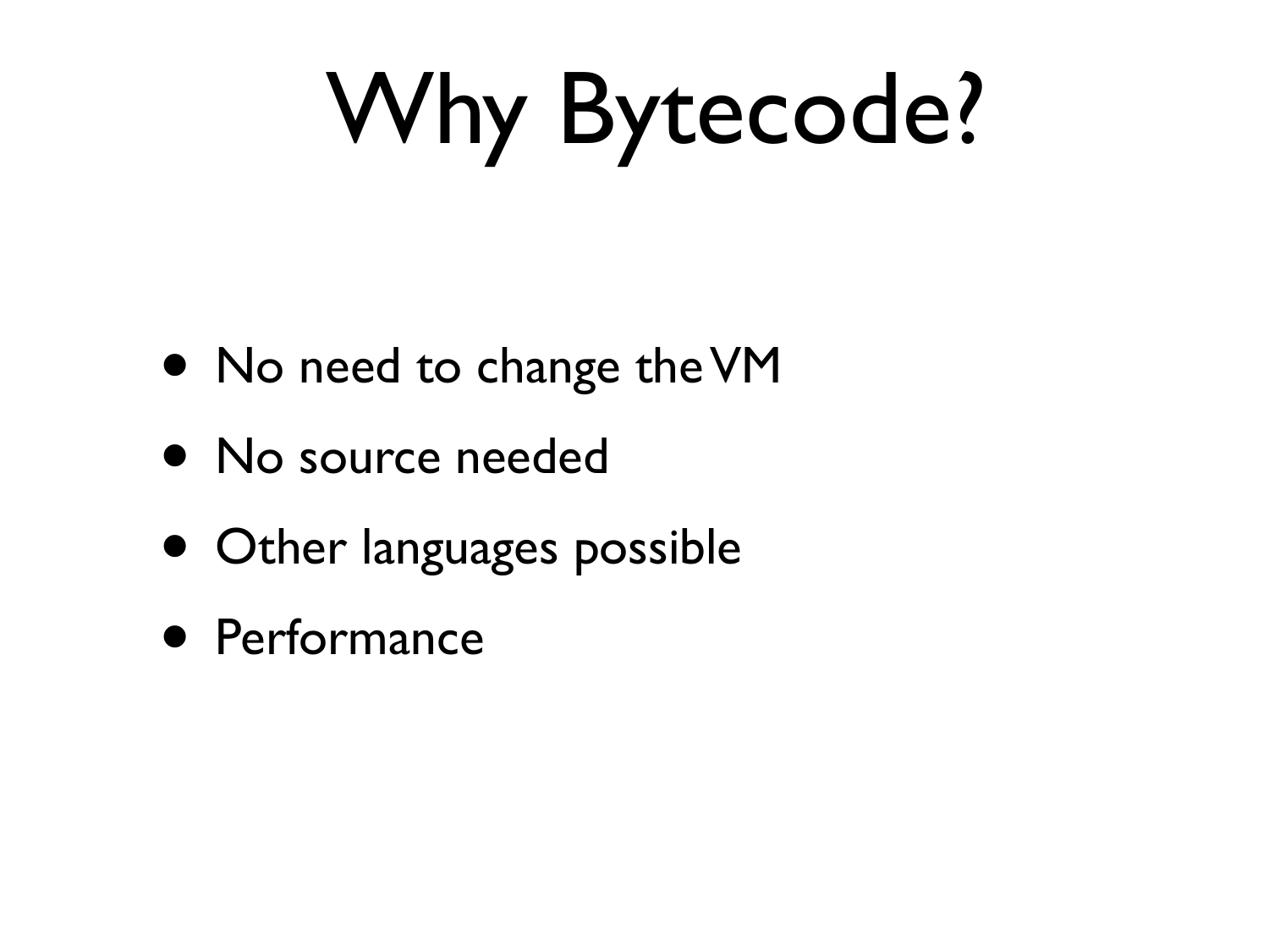# Why Bytecode?

- No need to change the VM
- No source needed
- Other languages possible
- Performance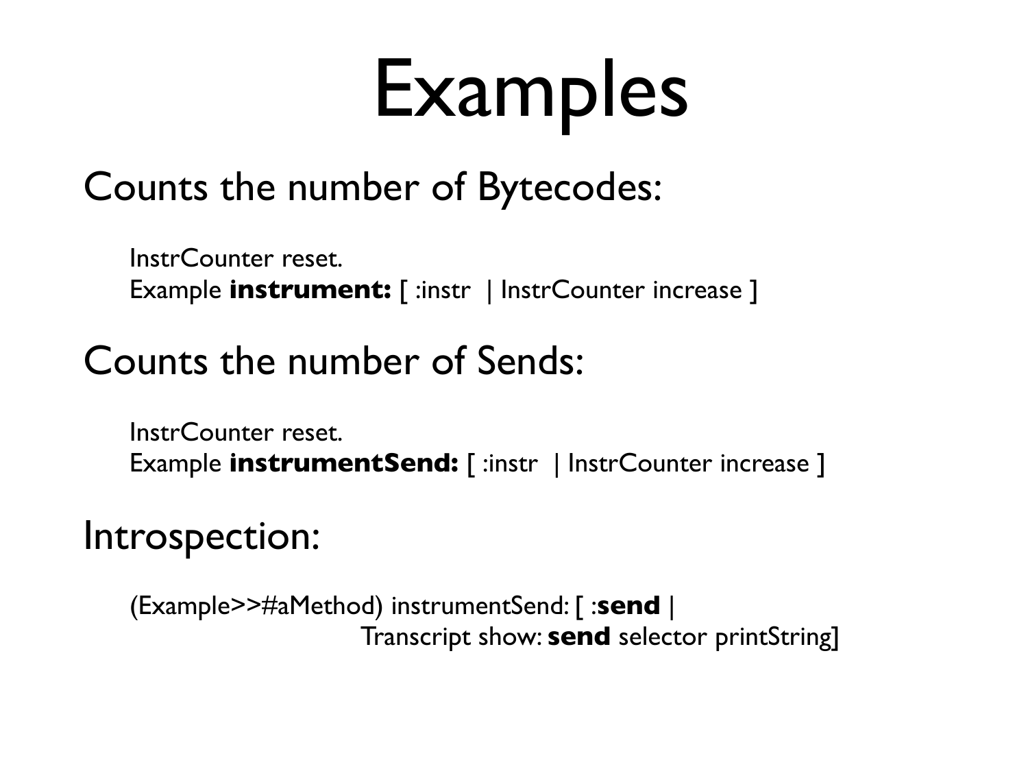# Examples

## Counts the number of Bytecodes:

InstrCounter reset.
Example **instrument:** [ :instr | InstrCounter increase ]

## Counts the number of Sends:

InstrCounter reset.
Example **instrumentSend:** [ :instr | InstrCounter increase ]

## Introspection:

(Example>>#aMethod) instrumentSend: [ :**send** |
Transcript show: **send** selector printString]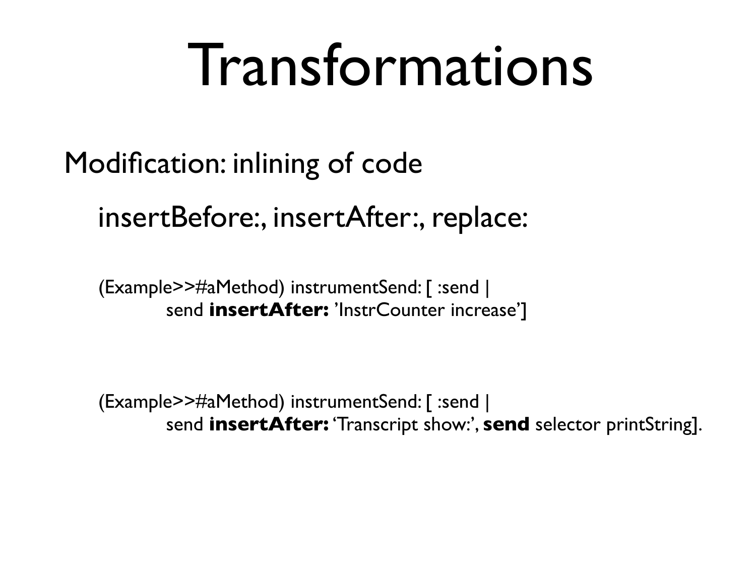# Transformations

Modification: inlining of code

insertBefore:, insertAfter:, replace:

```
(Example>>#aMethod) instrumentSend: [ :send |
        send insertAfter: 'InstrCounter increase']
```

```
(Example>>#aMethod) instrumentSend: [ :send |
        send insertAfter: 'Transcript show:', send selector printString].
```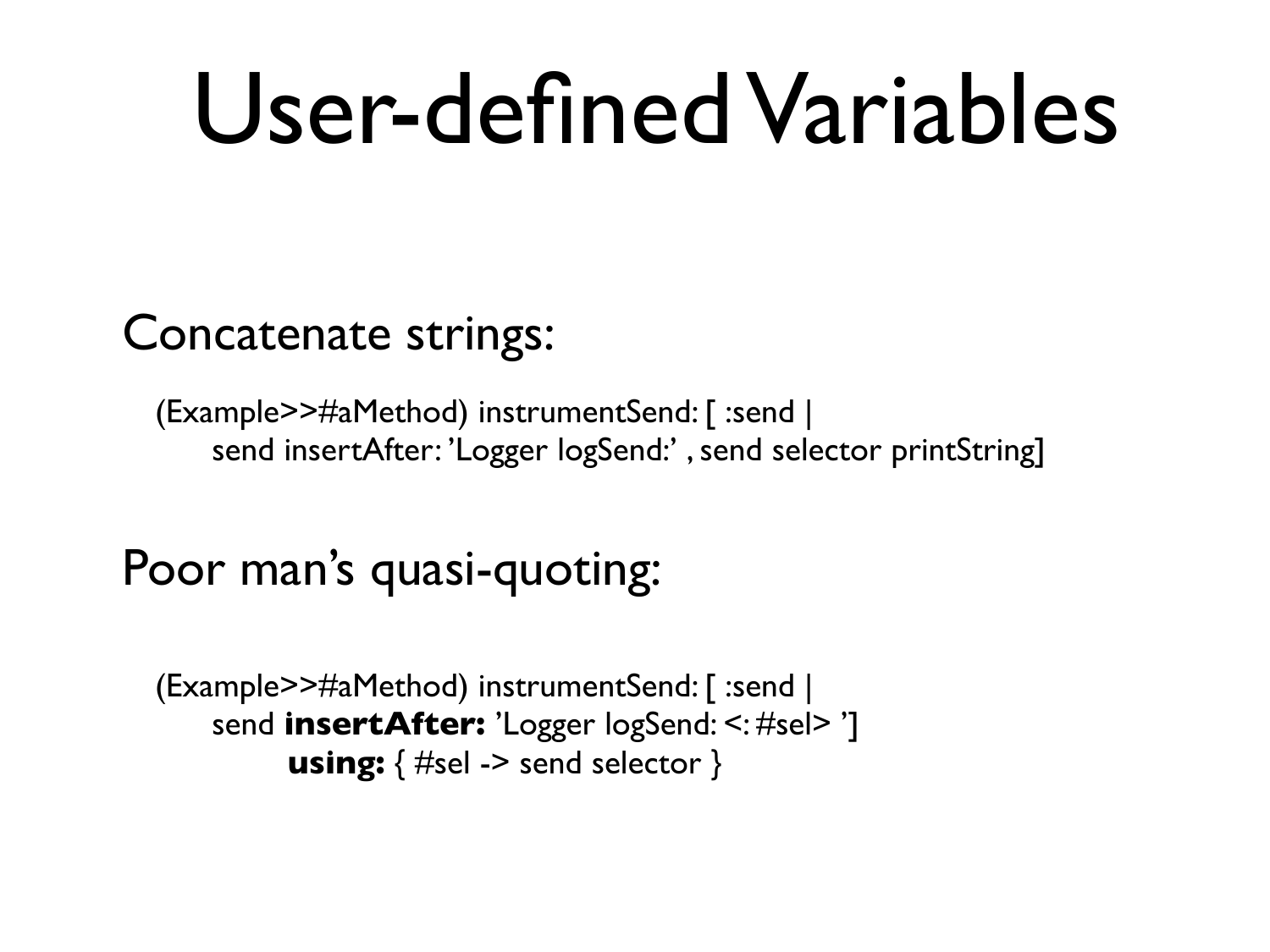# User-defined Variables

Concatenate strings:

```
(Example>>#aMethod) instrumentSend: [ :send |
    send insertAfter: ’Logger logSend:’ , send selector printString]
```

Poor man’s quasi-quoting:

```
(Example>>#aMethod) instrumentSend: [ :send |
    send insertAfter: ’Logger logSend: <: #sel> ’]
        using: { #sel -> send selector }
```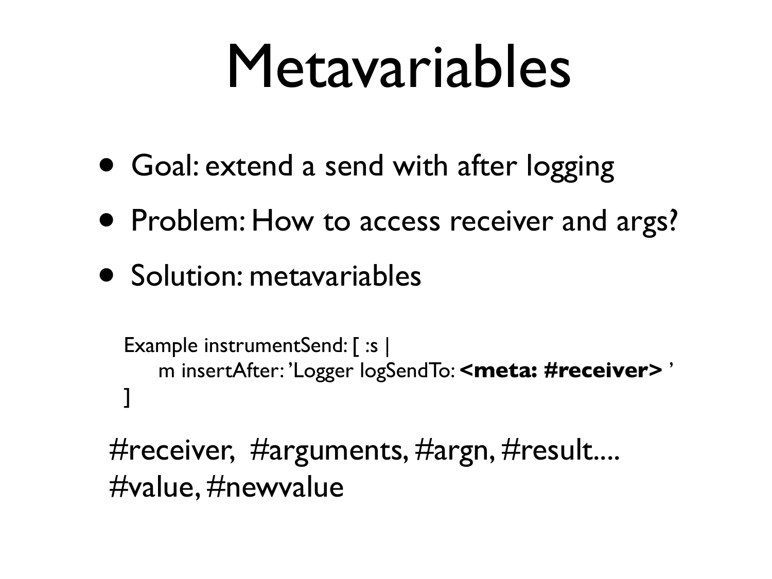# Metavariables

- Goal: extend a send with after logging
- Problem: How to access receiver and args?
- Solution: metavariables

```
Example instrumentSend: [ :s |
    m insertAfter: 'Logger logSendTo: <meta: #receiver> '
]
```

#receiver, #arguments, #argn, #result....
#value, #newvalue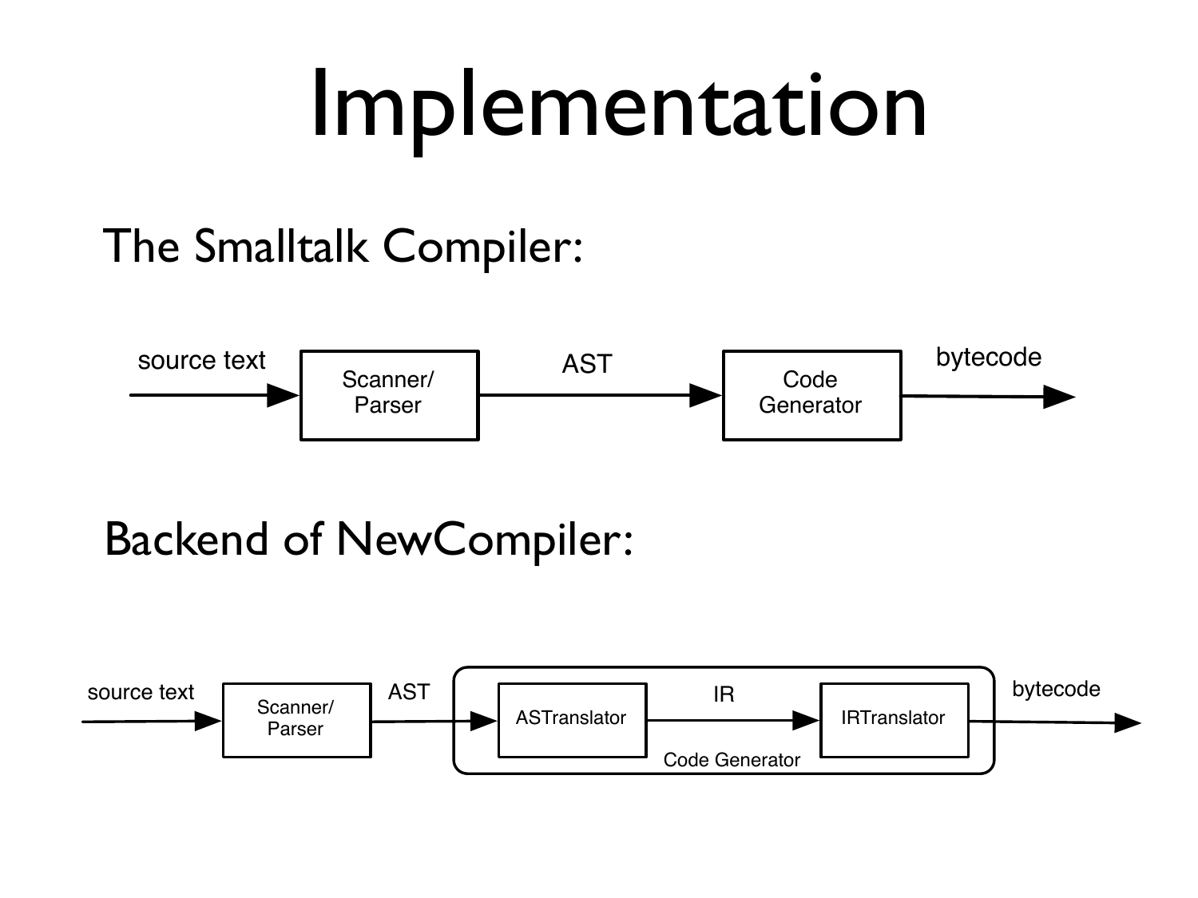# Implementation

The Smalltalk Compiler:

source text → Scanner/Parser → AST → Code Generator → bytecode

Backend of NewCompiler:

source text → Scanner/Parser → AST → [ASTranslator → IR → IRTranslator] (Code Generator) → bytecode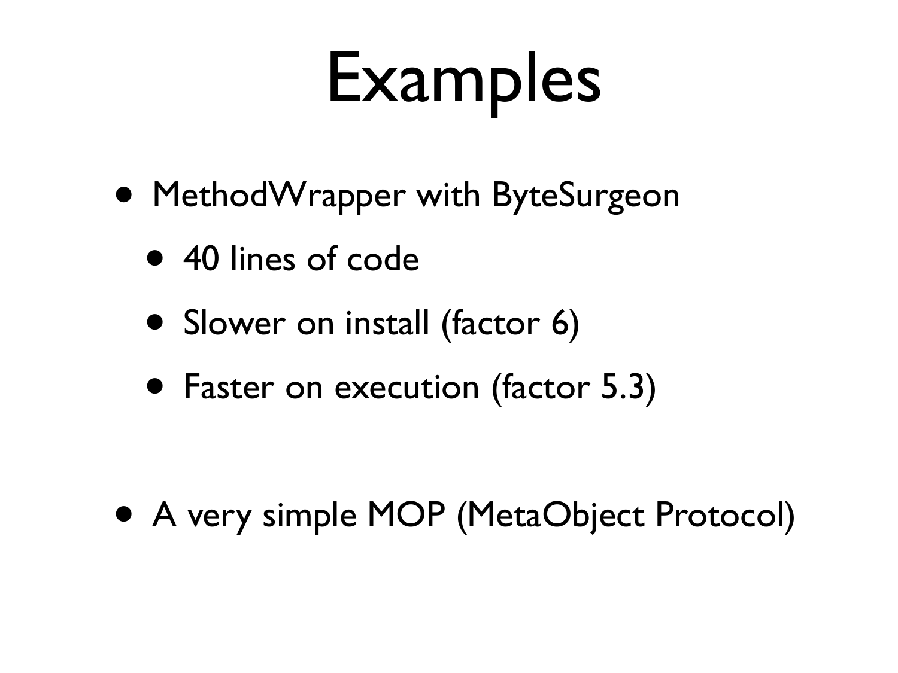# Examples

- MethodWrapper with ByteSurgeon
  - 40 lines of code
  - Slower on install (factor 6)
  - Faster on execution (factor 5.3)

- A very simple MOP (MetaObject Protocol)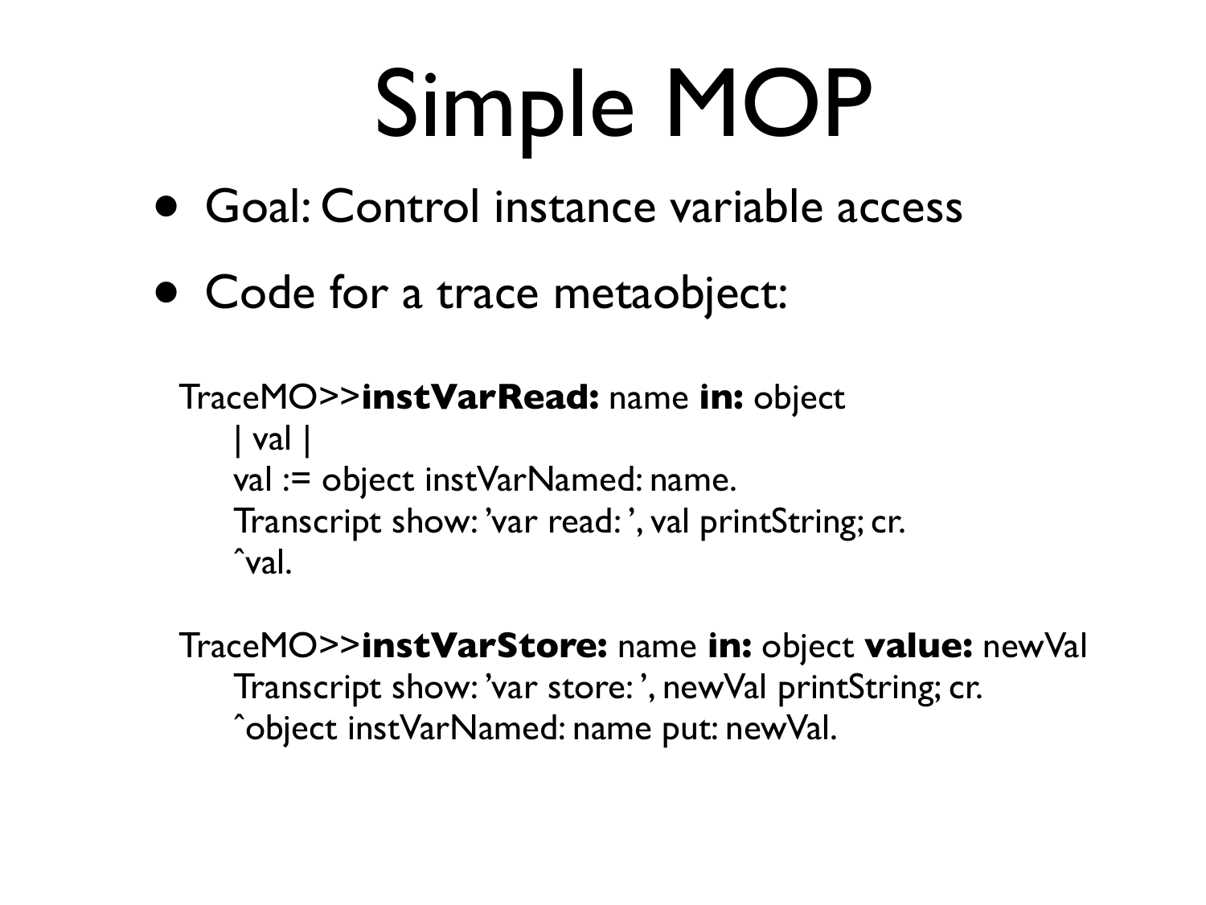# Simple MOP

- Goal: Control instance variable access
- Code for a trace metaobject:

```
TraceMO>>instVarRead: name in: object
    | val |
    val := object instVarNamed: name.
    Transcript show: 'var read: ', val printString; cr.
    ^val.

TraceMO>>instVarStore: name in: object value: newVal
    Transcript show: 'var store: ', newVal printString; cr.
    ^object instVarNamed: name put: newVal.
```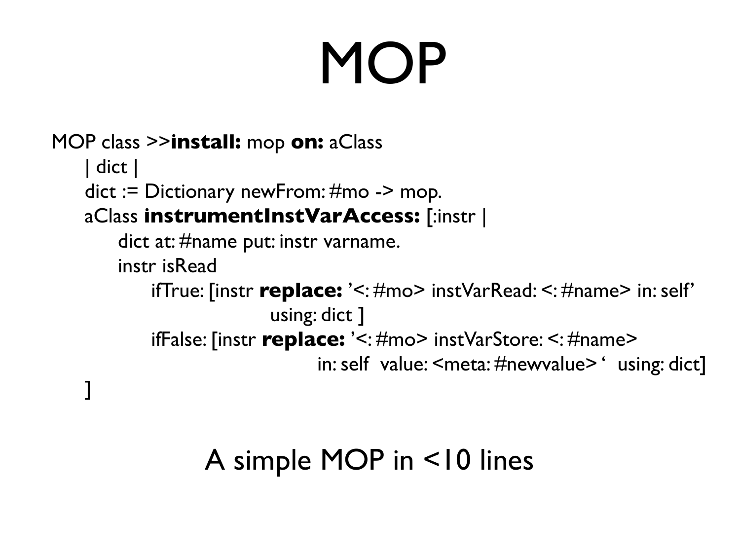# MOP

```
MOP class >>install: mop on: aClass
    | dict |
    dict := Dictionary newFrom: #mo -> mop.
    aClass instrumentInstVarAccess: [:instr |
        dict at: #name put: instr varname.
        instr isRead
            ifTrue: [instr replace: '<: #mo> instVarRead: <: #name> in: self'
                        using: dict ]
            ifFalse: [instr replace: '<: #mo> instVarStore: <: #name>
                            in: self  value: <meta: #newvalue> '  using: dict]
    ]
```

A simple MOP in <10 lines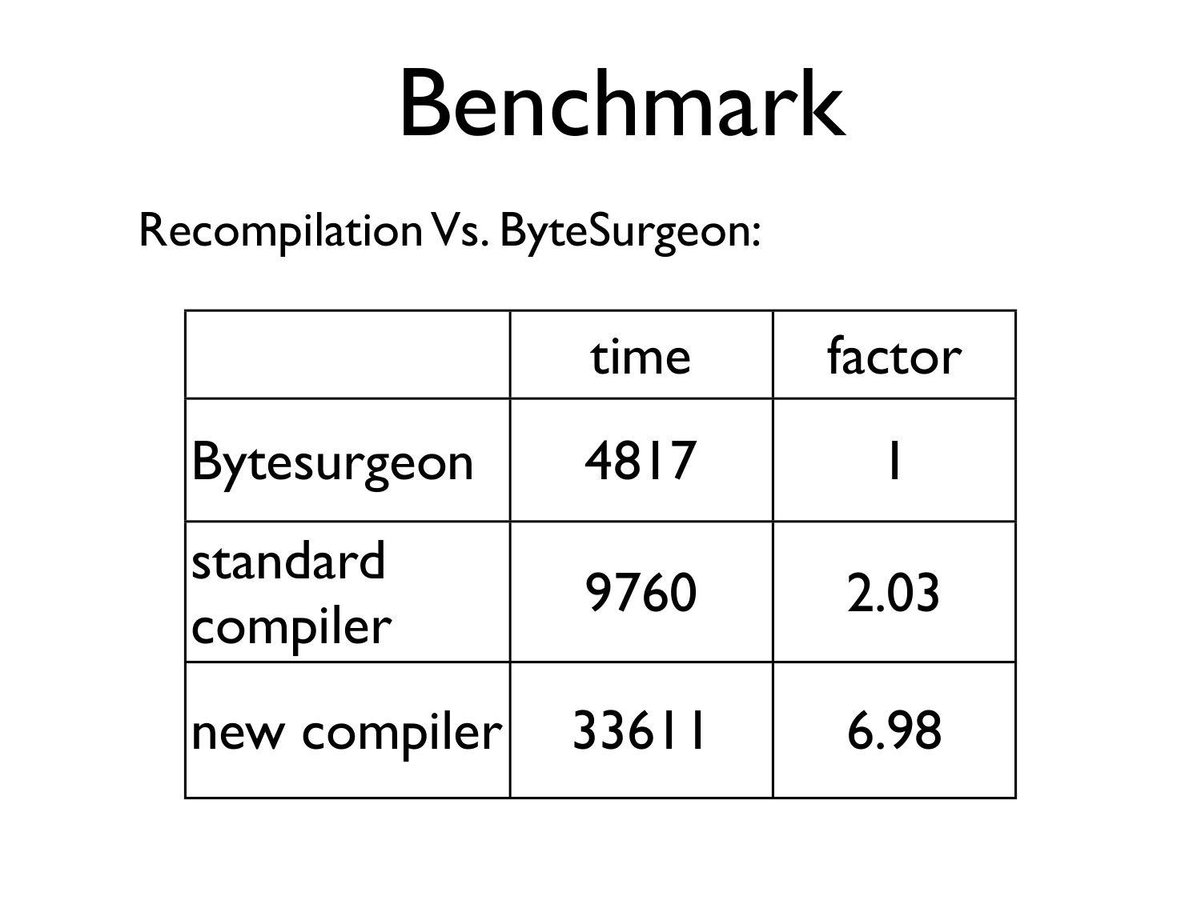# Benchmark

Recompilation Vs. ByteSurgeon:

| | time | factor |
|---|---|---|
| Bytesurgeon | 4817 | 1 |
| standard compiler | 9760 | 2.03 |
| new compiler | 33611 | 6.98 |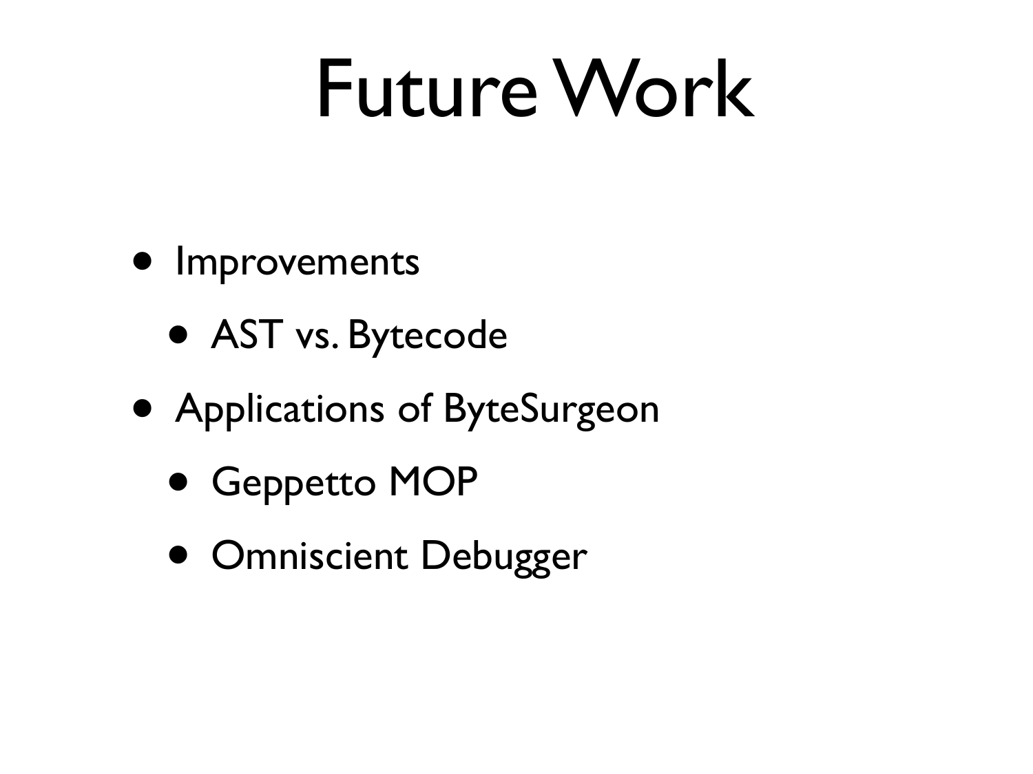# Future Work

- Improvements
  - AST vs. Bytecode
- Applications of ByteSurgeon
  - Geppetto MOP
  - Omniscient Debugger